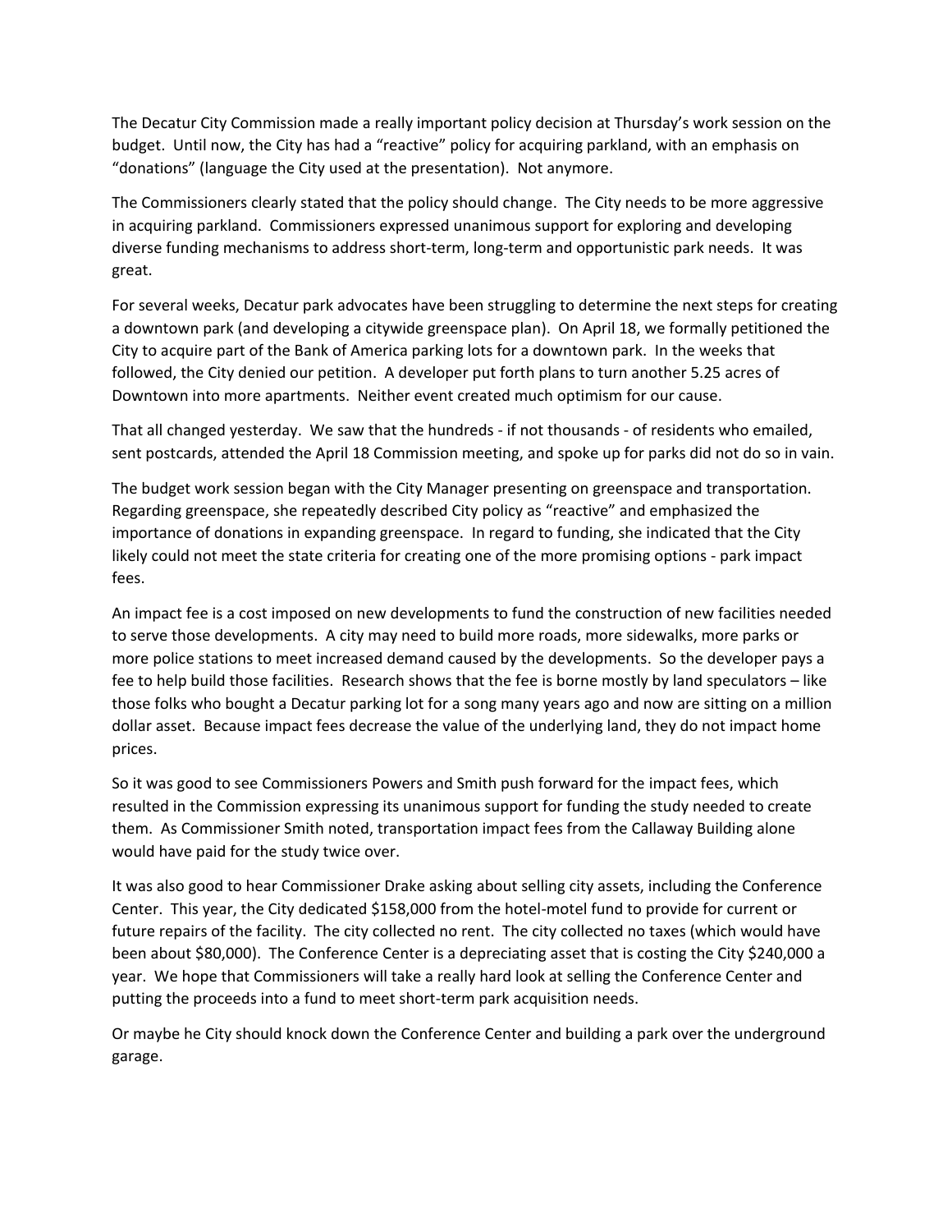The Decatur City Commission made a really important policy decision at Thursday's work session on the budget. Until now, the City has had a "reactive" policy for acquiring parkland, with an emphasis on "donations" (language the City used at the presentation). Not anymore.

The Commissioners clearly stated that the policy should change. The City needs to be more aggressive in acquiring parkland. Commissioners expressed unanimous support for exploring and developing diverse funding mechanisms to address short-term, long-term and opportunistic park needs. It was great.

For several weeks, Decatur park advocates have been struggling to determine the next steps for creating a downtown park (and developing a citywide greenspace plan). On April 18, we formally petitioned the City to acquire part of the Bank of America parking lots for a downtown park. In the weeks that followed, the City denied our petition. A developer put forth plans to turn another 5.25 acres of Downtown into more apartments. Neither event created much optimism for our cause.

That all changed yesterday. We saw that the hundreds - if not thousands - of residents who emailed, sent postcards, attended the April 18 Commission meeting, and spoke up for parks did not do so in vain.

The budget work session began with the City Manager presenting on greenspace and transportation. Regarding greenspace, she repeatedly described City policy as "reactive" and emphasized the importance of donations in expanding greenspace. In regard to funding, she indicated that the City likely could not meet the state criteria for creating one of the more promising options - park impact fees.

An impact fee is a cost imposed on new developments to fund the construction of new facilities needed to serve those developments. A city may need to build more roads, more sidewalks, more parks or more police stations to meet increased demand caused by the developments. So the developer pays a fee to help build those facilities. Research shows that the fee is borne mostly by land speculators – like those folks who bought a Decatur parking lot for a song many years ago and now are sitting on a million dollar asset. Because impact fees decrease the value of the underlying land, they do not impact home prices.

So it was good to see Commissioners Powers and Smith push forward for the impact fees, which resulted in the Commission expressing its unanimous support for funding the study needed to create them. As Commissioner Smith noted, transportation impact fees from the Callaway Building alone would have paid for the study twice over.

It was also good to hear Commissioner Drake asking about selling city assets, including the Conference Center. This year, the City dedicated $158,000 from the hotel-motel fund to provide for current or future repairs of the facility. The city collected no rent. The city collected no taxes (which would have been about $80,000). The Conference Center is a depreciating asset that is costing the City $240,000 a year. We hope that Commissioners will take a really hard look at selling the Conference Center and putting the proceeds into a fund to meet short-term park acquisition needs.

Or maybe he City should knock down the Conference Center and building a park over the underground garage.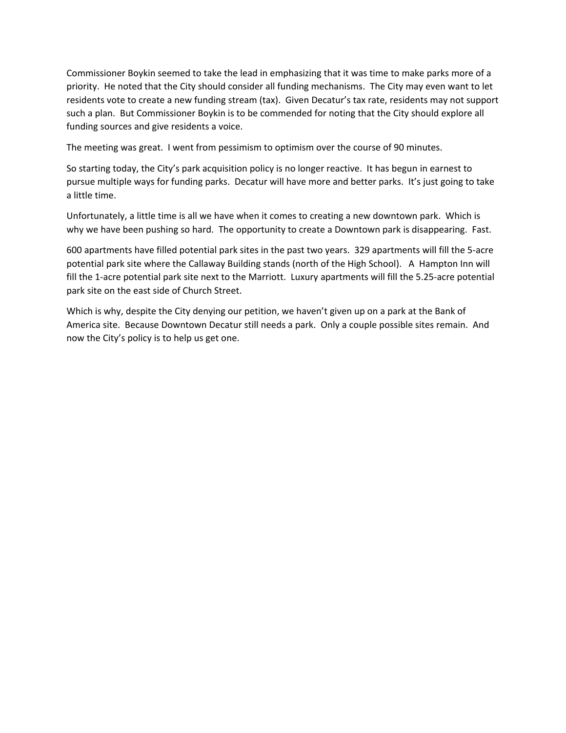Commissioner Boykin seemed to take the lead in emphasizing that it was time to make parks more of a priority. He noted that the City should consider all funding mechanisms. The City may even want to let residents vote to create a new funding stream (tax). Given Decatur's tax rate, residents may not support such a plan. But Commissioner Boykin is to be commended for noting that the City should explore all funding sources and give residents a voice.

The meeting was great. I went from pessimism to optimism over the course of 90 minutes.

So starting today, the City's park acquisition policy is no longer reactive. It has begun in earnest to pursue multiple ways for funding parks. Decatur will have more and better parks. It's just going to take a little time.

Unfortunately, a little time is all we have when it comes to creating a new downtown park. Which is why we have been pushing so hard. The opportunity to create a Downtown park is disappearing. Fast.

600 apartments have filled potential park sites in the past two years. 329 apartments will fill the 5-acre potential park site where the Callaway Building stands (north of the High School). A Hampton Inn will fill the 1-acre potential park site next to the Marriott. Luxury apartments will fill the 5.25-acre potential park site on the east side of Church Street.

Which is why, despite the City denying our petition, we haven't given up on a park at the Bank of America site. Because Downtown Decatur still needs a park. Only a couple possible sites remain. And now the City's policy is to help us get one.